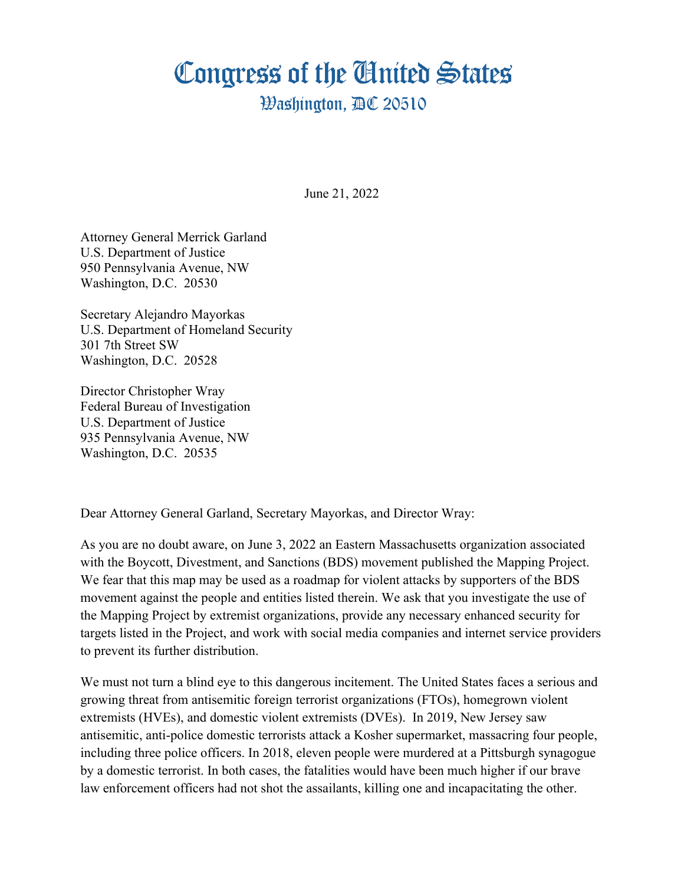# Congress of the United States

## Washington, DC 20510

June 21, 2022

Attorney General Merrick Garland
U.S. Department of Justice
950 Pennsylvania Avenue, NW
Washington, D.C. 20530

Secretary Alejandro Mayorkas
U.S. Department of Homeland Security
301 7th Street SW
Washington, D.C. 20528

Director Christopher Wray
Federal Bureau of Investigation
U.S. Department of Justice
935 Pennsylvania Avenue, NW
Washington, D.C. 20535

Dear Attorney General Garland, Secretary Mayorkas, and Director Wray:

As you are no doubt aware, on June 3, 2022 an Eastern Massachusetts organization associated with the Boycott, Divestment, and Sanctions (BDS) movement published the Mapping Project. We fear that this map may be used as a roadmap for violent attacks by supporters of the BDS movement against the people and entities listed therein. We ask that you investigate the use of the Mapping Project by extremist organizations, provide any necessary enhanced security for targets listed in the Project, and work with social media companies and internet service providers to prevent its further distribution.

We must not turn a blind eye to this dangerous incitement. The United States faces a serious and growing threat from antisemitic foreign terrorist organizations (FTOs), homegrown violent extremists (HVEs), and domestic violent extremists (DVEs). In 2019, New Jersey saw antisemitic, anti-police domestic terrorists attack a Kosher supermarket, massacring four people, including three police officers. In 2018, eleven people were murdered at a Pittsburgh synagogue by a domestic terrorist. In both cases, the fatalities would have been much higher if our brave law enforcement officers had not shot the assailants, killing one and incapacitating the other.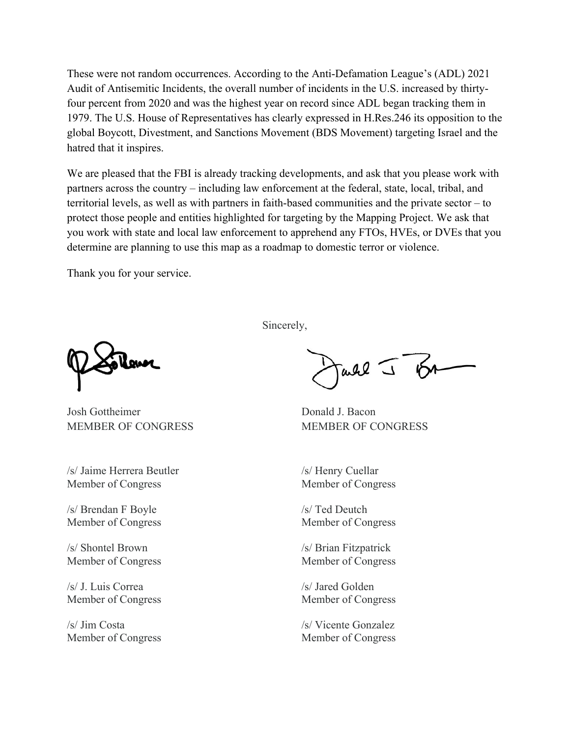These were not random occurrences. According to the Anti-Defamation League's (ADL) 2021 Audit of Antisemitic Incidents, the overall number of incidents in the U.S. increased by thirty-four percent from 2020 and was the highest year on record since ADL began tracking them in 1979. The U.S. House of Representatives has clearly expressed in H.Res.246 its opposition to the global Boycott, Divestment, and Sanctions Movement (BDS Movement) targeting Israel and the hatred that it inspires.

We are pleased that the FBI is already tracking developments, and ask that you please work with partners across the country – including law enforcement at the federal, state, local, tribal, and territorial levels, as well as with partners in faith-based communities and the private sector – to protect those people and entities highlighted for targeting by the Mapping Project. We ask that you work with state and local law enforcement to apprehend any FTOs, HVEs, or DVEs that you determine are planning to use this map as a roadmap to domestic terror or violence.

Thank you for your service.

Sincerely,

Josh Gottheimer
MEMBER OF CONGRESS

Donald J. Bacon
MEMBER OF CONGRESS

/s/ Jaime Herrera Beutler
Member of Congress

/s/ Henry Cuellar
Member of Congress

/s/ Brendan F Boyle
Member of Congress

/s/ Ted Deutch
Member of Congress

/s/ Shontel Brown
Member of Congress

/s/ Brian Fitzpatrick
Member of Congress

/s/ J. Luis Correa
Member of Congress

/s/ Jared Golden
Member of Congress

/s/ Jim Costa
Member of Congress

/s/ Vicente Gonzalez
Member of Congress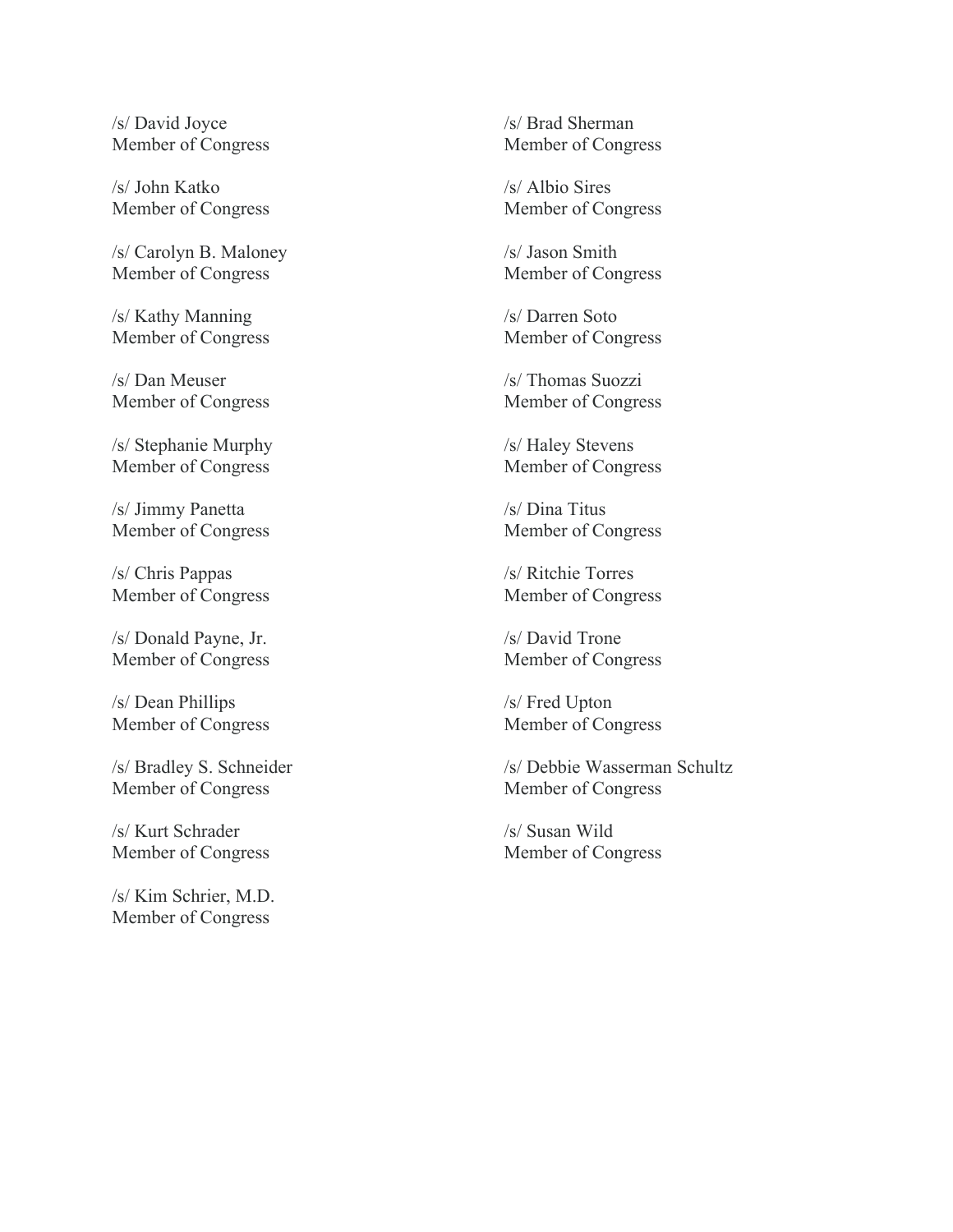/s/ David Joyce
Member of Congress

/s/ John Katko
Member of Congress

/s/ Carolyn B. Maloney
Member of Congress

/s/ Kathy Manning
Member of Congress

/s/ Dan Meuser
Member of Congress

/s/ Stephanie Murphy
Member of Congress

/s/ Jimmy Panetta
Member of Congress

/s/ Chris Pappas
Member of Congress

/s/ Donald Payne, Jr.
Member of Congress

/s/ Dean Phillips
Member of Congress

/s/ Bradley S. Schneider
Member of Congress

/s/ Kurt Schrader
Member of Congress

/s/ Kim Schrier, M.D.
Member of Congress

/s/ Brad Sherman
Member of Congress

/s/ Albio Sires
Member of Congress

/s/ Jason Smith
Member of Congress

/s/ Darren Soto
Member of Congress

/s/ Thomas Suozzi
Member of Congress

/s/ Haley Stevens
Member of Congress

/s/ Dina Titus
Member of Congress

/s/ Ritchie Torres
Member of Congress

/s/ David Trone
Member of Congress

/s/ Fred Upton
Member of Congress

/s/ Debbie Wasserman Schultz
Member of Congress

/s/ Susan Wild
Member of Congress